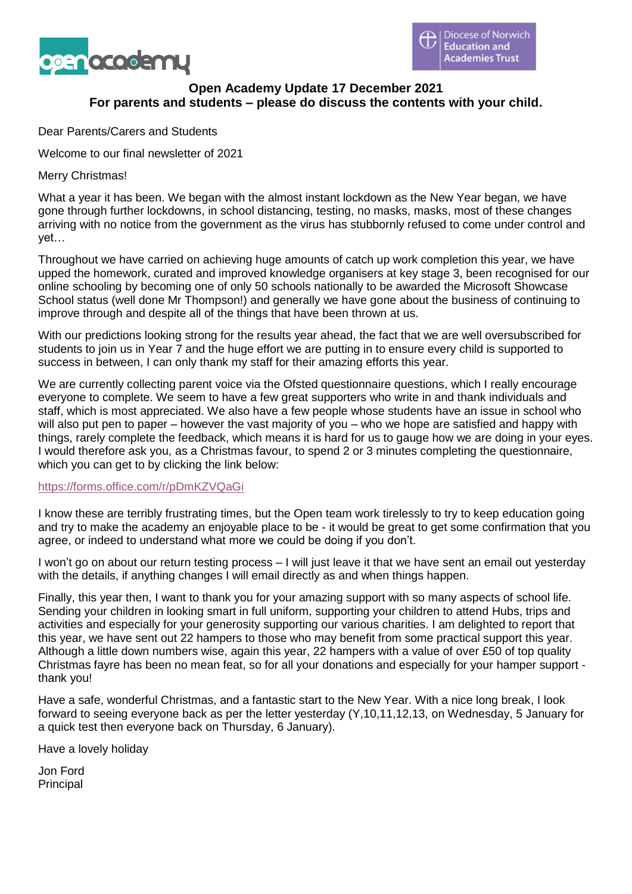**Open Academy Update 17 December 2021**
**For parents and students – please do discuss the contents with your child.**

Dear Parents/Carers and Students

Welcome to our final newsletter of 2021

Merry Christmas!

What a year it has been. We began with the almost instant lockdown as the New Year began, we have gone through further lockdowns, in school distancing, testing, no masks, masks, most of these changes arriving with no notice from the government as the virus has stubbornly refused to come under control and yet…

Throughout we have carried on achieving huge amounts of catch up work completion this year, we have upped the homework, curated and improved knowledge organisers at key stage 3, been recognised for our online schooling by becoming one of only 50 schools nationally to be awarded the Microsoft Showcase School status (well done Mr Thompson!) and generally we have gone about the business of continuing to improve through and despite all of the things that have been thrown at us.

With our predictions looking strong for the results year ahead, the fact that we are well oversubscribed for students to join us in Year 7 and the huge effort we are putting in to ensure every child is supported to success in between, I can only thank my staff for their amazing efforts this year.

We are currently collecting parent voice via the Ofsted questionnaire questions, which I really encourage everyone to complete. We seem to have a few great supporters who write in and thank individuals and staff, which is most appreciated. We also have a few people whose students have an issue in school who will also put pen to paper – however the vast majority of you – who we hope are satisfied and happy with things, rarely complete the feedback, which means it is hard for us to gauge how we are doing in your eyes. I would therefore ask you, as a Christmas favour, to spend 2 or 3 minutes completing the questionnaire, which you can get to by clicking the link below:

https://forms.office.com/r/pDmKZVQaGi

I know these are terribly frustrating times, but the Open team work tirelessly to try to keep education going and try to make the academy an enjoyable place to be - it would be great to get some confirmation that you agree, or indeed to understand what more we could be doing if you don't.

I won't go on about our return testing process – I will just leave it that we have sent an email out yesterday with the details, if anything changes I will email directly as and when things happen.

Finally, this year then, I want to thank you for your amazing support with so many aspects of school life. Sending your children in looking smart in full uniform, supporting your children to attend Hubs, trips and activities and especially for your generosity supporting our various charities. I am delighted to report that this year, we have sent out 22 hampers to those who may benefit from some practical support this year. Although a little down numbers wise, again this year, 22 hampers with a value of over £50 of top quality Christmas fayre has been no mean feat, so for all your donations and especially for your hamper support - thank you!

Have a safe, wonderful Christmas, and a fantastic start to the New Year. With a nice long break, I look forward to seeing everyone back as per the letter yesterday (Y,10,11,12,13, on Wednesday, 5 January for a quick test then everyone back on Thursday, 6 January).

Have a lovely holiday

Jon Ford
Principal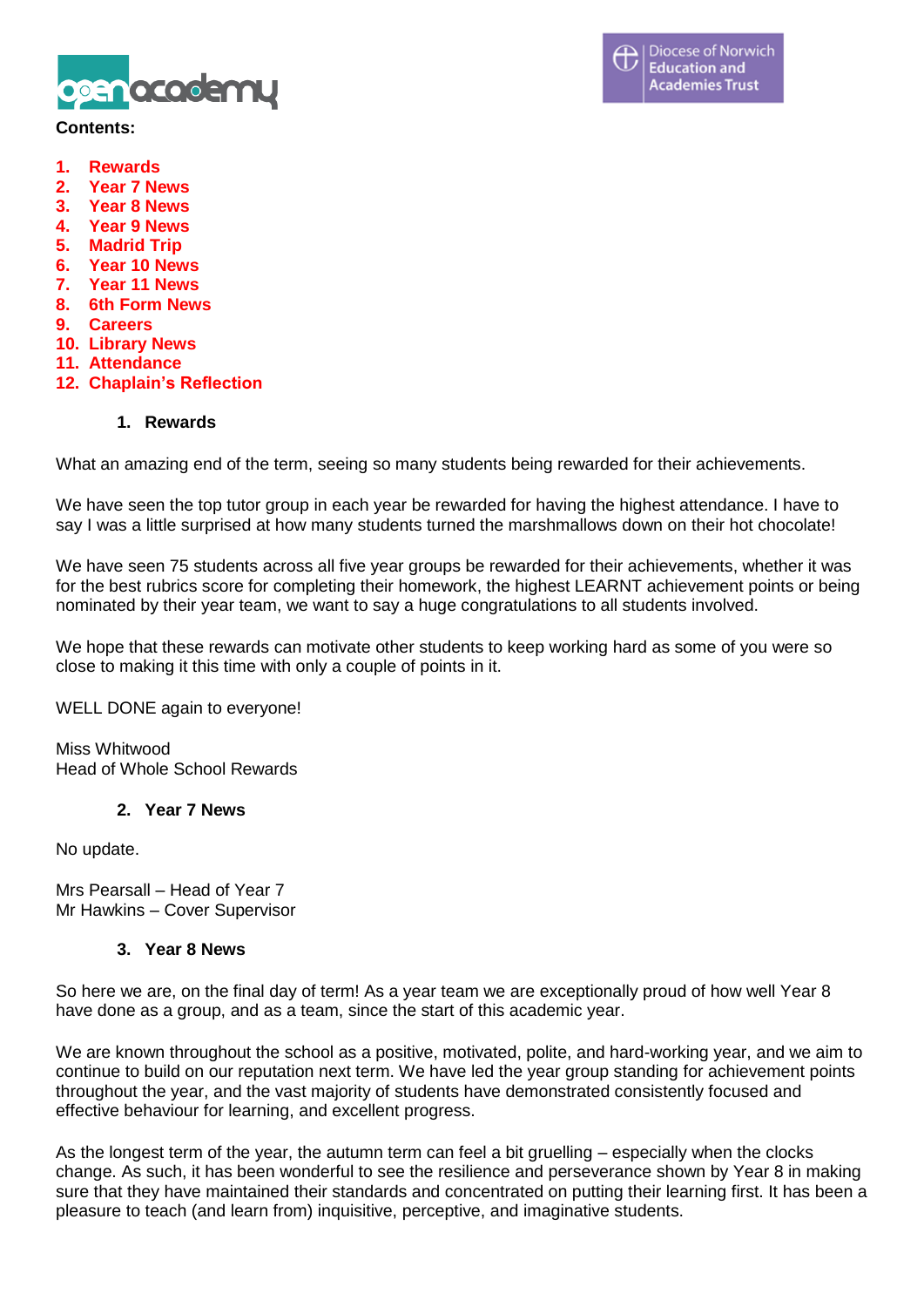**Contents:**

1. Rewards
2. Year 7 News
3. Year 8 News
4. Year 9 News
5. Madrid Trip
6. Year 10 News
7. Year 11 News
8. 6th Form News
9. Careers
10. Library News
11. Attendance
12. Chaplain's Reflection

## 1. Rewards

What an amazing end of the term, seeing so many students being rewarded for their achievements.

We have seen the top tutor group in each year be rewarded for having the highest attendance. I have to say I was a little surprised at how many students turned the marshmallows down on their hot chocolate!

We have seen 75 students across all five year groups be rewarded for their achievements, whether it was for the best rubrics score for completing their homework, the highest LEARNT achievement points or being nominated by their year team, we want to say a huge congratulations to all students involved.

We hope that these rewards can motivate other students to keep working hard as some of you were so close to making it this time with only a couple of points in it.

WELL DONE again to everyone!

Miss Whitwood
Head of Whole School Rewards

## 2. Year 7 News

No update.

Mrs Pearsall – Head of Year 7
Mr Hawkins – Cover Supervisor

## 3. Year 8 News

So here we are, on the final day of term! As a year team we are exceptionally proud of how well Year 8 have done as a group, and as a team, since the start of this academic year.

We are known throughout the school as a positive, motivated, polite, and hard-working year, and we aim to continue to build on our reputation next term. We have led the year group standing for achievement points throughout the year, and the vast majority of students have demonstrated consistently focused and effective behaviour for learning, and excellent progress.

As the longest term of the year, the autumn term can feel a bit gruelling – especially when the clocks change. As such, it has been wonderful to see the resilience and perseverance shown by Year 8 in making sure that they have maintained their standards and concentrated on putting their learning first. It has been a pleasure to teach (and learn from) inquisitive, perceptive, and imaginative students.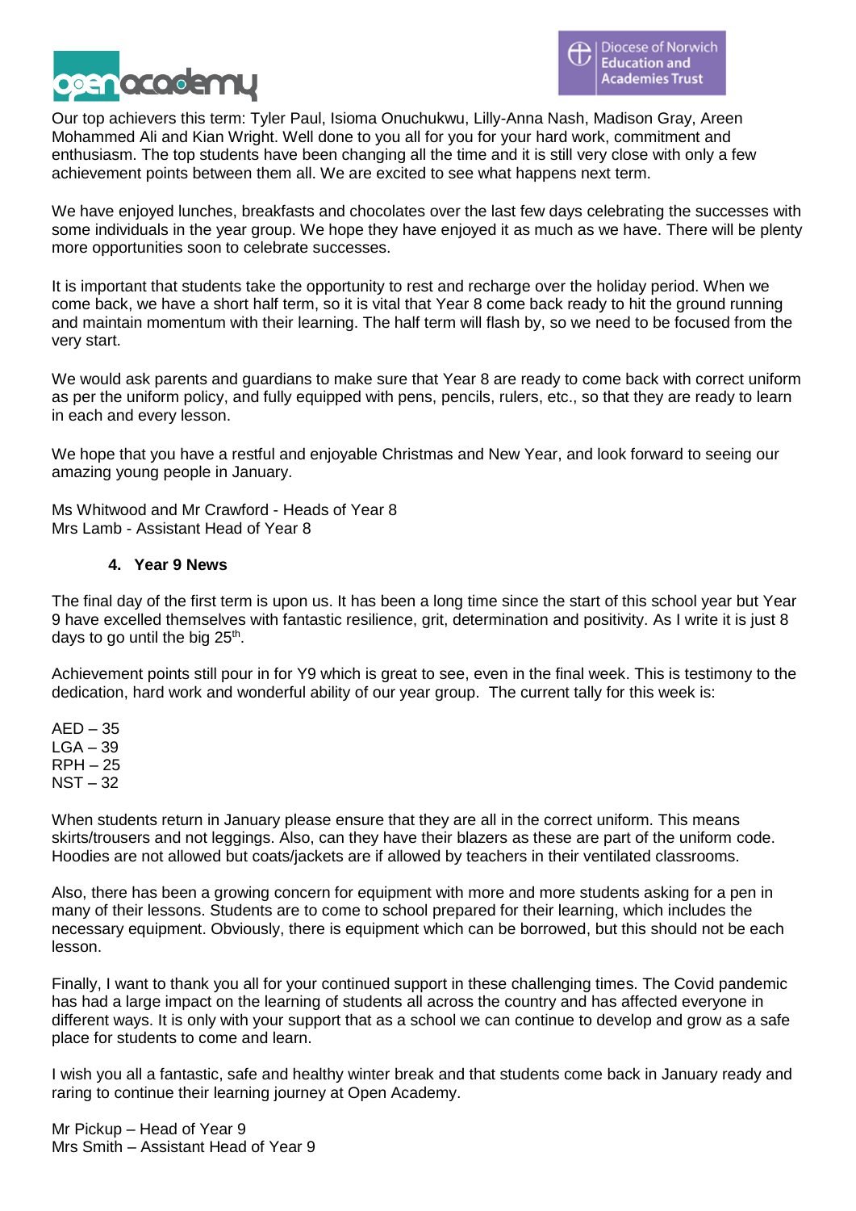Our top achievers this term: Tyler Paul, Isioma Onuchukwu, Lilly-Anna Nash, Madison Gray, Areen Mohammed Ali and Kian Wright. Well done to you all for you for your hard work, commitment and enthusiasm. The top students have been changing all the time and it is still very close with only a few achievement points between them all. We are excited to see what happens next term.

We have enjoyed lunches, breakfasts and chocolates over the last few days celebrating the successes with some individuals in the year group. We hope they have enjoyed it as much as we have. There will be plenty more opportunities soon to celebrate successes.

It is important that students take the opportunity to rest and recharge over the holiday period. When we come back, we have a short half term, so it is vital that Year 8 come back ready to hit the ground running and maintain momentum with their learning. The half term will flash by, so we need to be focused from the very start.

We would ask parents and guardians to make sure that Year 8 are ready to come back with correct uniform as per the uniform policy, and fully equipped with pens, pencils, rulers, etc., so that they are ready to learn in each and every lesson.

We hope that you have a restful and enjoyable Christmas and New Year, and look forward to seeing our amazing young people in January.

Ms Whitwood and Mr Crawford - Heads of Year 8
Mrs Lamb - Assistant Head of Year 8

## 4. Year 9 News

The final day of the first term is upon us. It has been a long time since the start of this school year but Year 9 have excelled themselves with fantastic resilience, grit, determination and positivity. As I write it is just 8 days to go until the big 25th.

Achievement points still pour in for Y9 which is great to see, even in the final week. This is testimony to the dedication, hard work and wonderful ability of our year group. The current tally for this week is:

AED – 35
LGA – 39
RPH – 25
NST – 32

When students return in January please ensure that they are all in the correct uniform. This means skirts/trousers and not leggings. Also, can they have their blazers as these are part of the uniform code. Hoodies are not allowed but coats/jackets are if allowed by teachers in their ventilated classrooms.

Also, there has been a growing concern for equipment with more and more students asking for a pen in many of their lessons. Students are to come to school prepared for their learning, which includes the necessary equipment. Obviously, there is equipment which can be borrowed, but this should not be each lesson.

Finally, I want to thank you all for your continued support in these challenging times. The Covid pandemic has had a large impact on the learning of students all across the country and has affected everyone in different ways. It is only with your support that as a school we can continue to develop and grow as a safe place for students to come and learn.

I wish you all a fantastic, safe and healthy winter break and that students come back in January ready and raring to continue their learning journey at Open Academy.

Mr Pickup – Head of Year 9
Mrs Smith – Assistant Head of Year 9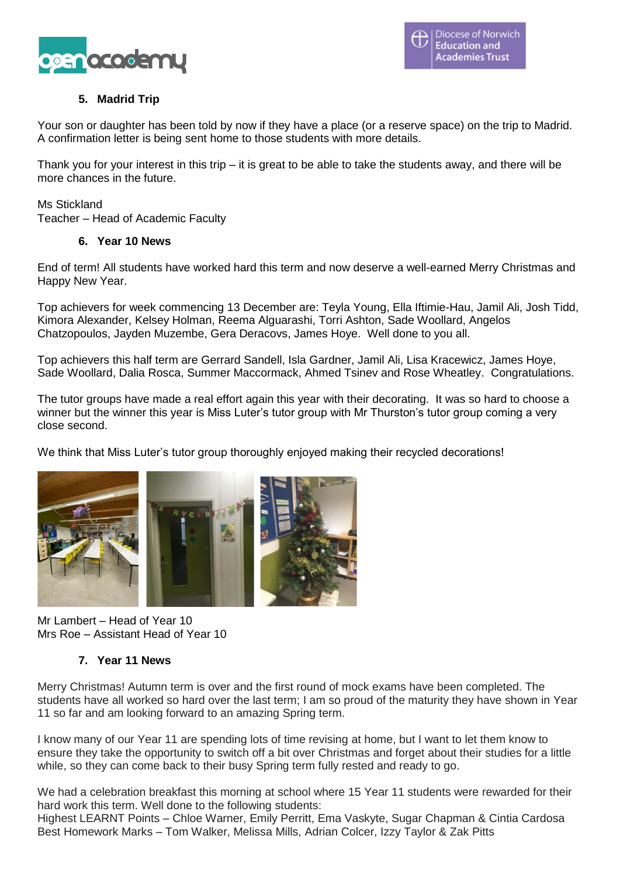## 5. Madrid Trip

Your son or daughter has been told by now if they have a place (or a reserve space) on the trip to Madrid. A confirmation letter is being sent home to those students with more details.

Thank you for your interest in this trip – it is great to be able to take the students away, and there will be more chances in the future.

Ms Stickland
Teacher – Head of Academic Faculty

## 6. Year 10 News

End of term! All students have worked hard this term and now deserve a well-earned Merry Christmas and Happy New Year.

Top achievers for week commencing 13 December are: Teyla Young, Ella Iftimie-Hau, Jamil Ali, Josh Tidd, Kimora Alexander, Kelsey Holman, Reema Alguarashi, Torri Ashton, Sade Woollard, Angelos Chatzopoulos, Jayden Muzembe, Gera Deracovs, James Hoye. Well done to you all.

Top achievers this half term are Gerrard Sandell, Isla Gardner, Jamil Ali, Lisa Kracewicz, James Hoye, Sade Woollard, Dalia Rosca, Summer Maccormack, Ahmed Tsinev and Rose Wheatley. Congratulations.

The tutor groups have made a real effort again this year with their decorating. It was so hard to choose a winner but the winner this year is Miss Luter's tutor group with Mr Thurston's tutor group coming a very close second.

We think that Miss Luter's tutor group thoroughly enjoyed making their recycled decorations!

Mr Lambert – Head of Year 10
Mrs Roe – Assistant Head of Year 10

## 7. Year 11 News

Merry Christmas! Autumn term is over and the first round of mock exams have been completed. The students have all worked so hard over the last term; I am so proud of the maturity they have shown in Year 11 so far and am looking forward to an amazing Spring term.

I know many of our Year 11 are spending lots of time revising at home, but I want to let them know to ensure they take the opportunity to switch off a bit over Christmas and forget about their studies for a little while, so they can come back to their busy Spring term fully rested and ready to go.

We had a celebration breakfast this morning at school where 15 Year 11 students were rewarded for their hard work this term. Well done to the following students:
Highest LEARNT Points – Chloe Warner, Emily Perritt, Ema Vaskyte, Sugar Chapman & Cintia Cardosa
Best Homework Marks – Tom Walker, Melissa Mills, Adrian Colcer, Izzy Taylor & Zak Pitts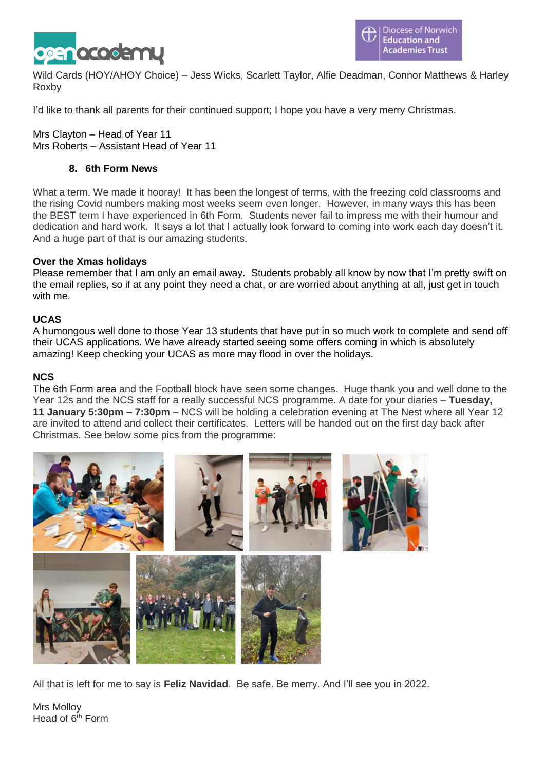Wild Cards (HOY/AHOY Choice) – Jess Wicks, Scarlett Taylor, Alfie Deadman, Connor Matthews & Harley Roxby

I'd like to thank all parents for their continued support; I hope you have a very merry Christmas.

Mrs Clayton – Head of Year 11
Mrs Roberts – Assistant Head of Year 11

## 8. 6th Form News

What a term. We made it hooray! It has been the longest of terms, with the freezing cold classrooms and the rising Covid numbers making most weeks seem even longer. However, in many ways this has been the BEST term I have experienced in 6th Form. Students never fail to impress me with their humour and dedication and hard work. It says a lot that I actually look forward to coming into work each day doesn't it. And a huge part of that is our amazing students.

**Over the Xmas holidays**
Please remember that I am only an email away. Students probably all know by now that I'm pretty swift on the email replies, so if at any point they need a chat, or are worried about anything at all, just get in touch with me.

**UCAS**
A humongous well done to those Year 13 students that have put in so much work to complete and send off their UCAS applications. We have already started seeing some offers coming in which is absolutely amazing! Keep checking your UCAS as more may flood in over the holidays.

**NCS**
The 6th Form area and the Football block have seen some changes. Huge thank you and well done to the Year 12s and the NCS staff for a really successful NCS programme. A date for your diaries – **Tuesday, 11 January 5:30pm – 7:30pm** – NCS will be holding a celebration evening at The Nest where all Year 12 are invited to attend and collect their certificates. Letters will be handed out on the first day back after Christmas. See below some pics from the programme:

All that is left for me to say is **Feliz Navidad**. Be safe. Be merry. And I'll see you in 2022.

Mrs Molloy
Head of 6th Form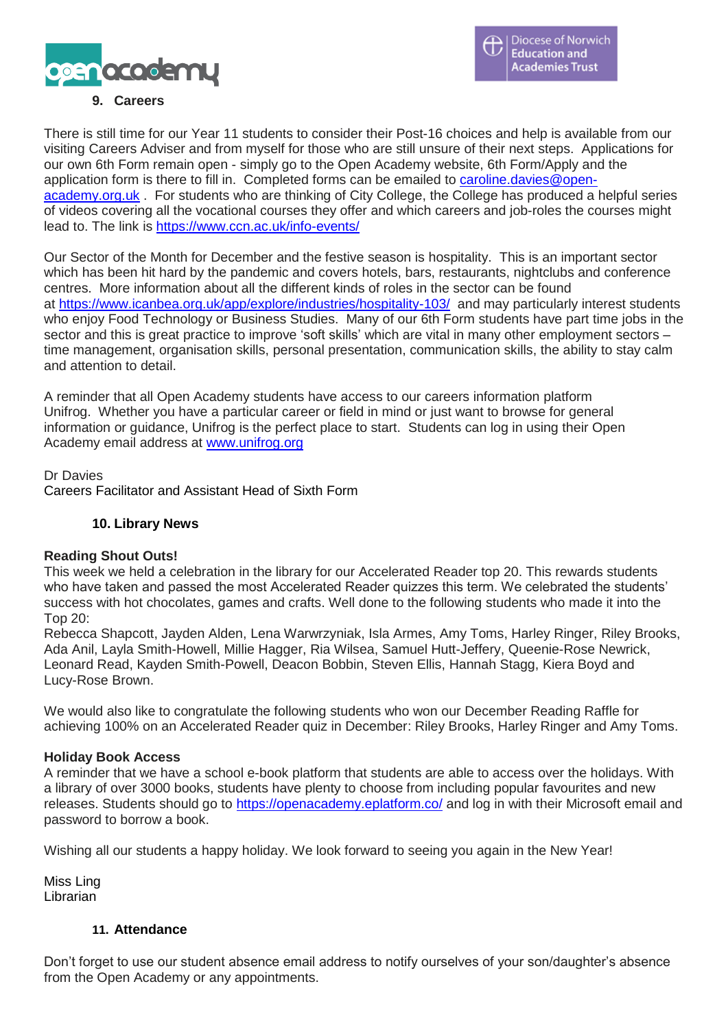## 9. Careers

There is still time for our Year 11 students to consider their Post-16 choices and help is available from our visiting Careers Adviser and from myself for those who are still unsure of their next steps. Applications for our own 6th Form remain open - simply go to the Open Academy website, 6th Form/Apply and the application form is there to fill in. Completed forms can be emailed to caroline.davies@open-academy.org.uk . For students who are thinking of City College, the College has produced a helpful series of videos covering all the vocational courses they offer and which careers and job-roles the courses might lead to. The link is https://www.ccn.ac.uk/info-events/

Our Sector of the Month for December and the festive season is hospitality. This is an important sector which has been hit hard by the pandemic and covers hotels, bars, restaurants, nightclubs and conference centres. More information about all the different kinds of roles in the sector can be found at https://www.icanbea.org.uk/app/explore/industries/hospitality-103/ and may particularly interest students who enjoy Food Technology or Business Studies. Many of our 6th Form students have part time jobs in the sector and this is great practice to improve 'soft skills' which are vital in many other employment sectors – time management, organisation skills, personal presentation, communication skills, the ability to stay calm and attention to detail.

A reminder that all Open Academy students have access to our careers information platform Unifrog. Whether you have a particular career or field in mind or just want to browse for general information or guidance, Unifrog is the perfect place to start. Students can log in using their Open Academy email address at www.unifrog.org

Dr Davies
Careers Facilitator and Assistant Head of Sixth Form

## 10. Library News

**Reading Shout Outs!**
This week we held a celebration in the library for our Accelerated Reader top 20. This rewards students who have taken and passed the most Accelerated Reader quizzes this term. We celebrated the students' success with hot chocolates, games and crafts. Well done to the following students who made it into the Top 20:
Rebecca Shapcott, Jayden Alden, Lena Warwrzyniak, Isla Armes, Amy Toms, Harley Ringer, Riley Brooks, Ada Anil, Layla Smith-Howell, Millie Hagger, Ria Wilsea, Samuel Hutt-Jeffery, Queenie-Rose Newrick, Leonard Read, Kayden Smith-Powell, Deacon Bobbin, Steven Ellis, Hannah Stagg, Kiera Boyd and Lucy-Rose Brown.

We would also like to congratulate the following students who won our December Reading Raffle for achieving 100% on an Accelerated Reader quiz in December: Riley Brooks, Harley Ringer and Amy Toms.

**Holiday Book Access**
A reminder that we have a school e-book platform that students are able to access over the holidays. With a library of over 3000 books, students have plenty to choose from including popular favourites and new releases. Students should go to https://openacademy.eplatform.co/ and log in with their Microsoft email and password to borrow a book.

Wishing all our students a happy holiday. We look forward to seeing you again in the New Year!

Miss Ling
Librarian

## 11. Attendance

Don't forget to use our student absence email address to notify ourselves of your son/daughter's absence from the Open Academy or any appointments.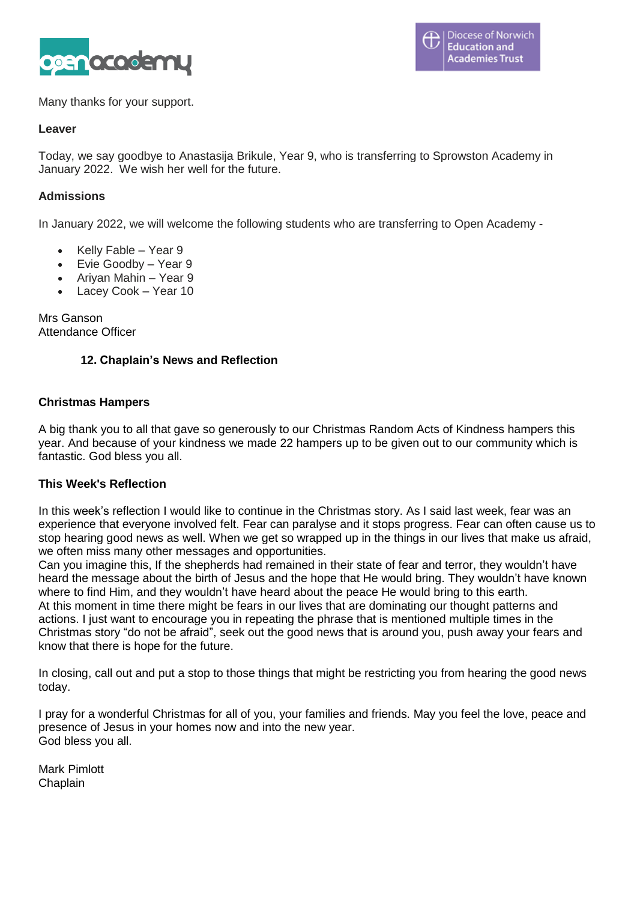Many thanks for your support.

**Leaver**

Today, we say goodbye to Anastasija Brikule, Year 9, who is transferring to Sprowston Academy in January 2022. We wish her well for the future.

**Admissions**

In January 2022, we will welcome the following students who are transferring to Open Academy -

- Kelly Fable – Year 9
- Evie Goodby – Year 9
- Ariyan Mahin – Year 9
- Lacey Cook – Year 10

Mrs Ganson
Attendance Officer

## 12. Chaplain's News and Reflection

**Christmas Hampers**

A big thank you to all that gave so generously to our Christmas Random Acts of Kindness hampers this year. And because of your kindness we made 22 hampers up to be given out to our community which is fantastic. God bless you all.

**This Week's Reflection**

In this week's reflection I would like to continue in the Christmas story. As I said last week, fear was an experience that everyone involved felt. Fear can paralyse and it stops progress. Fear can often cause us to stop hearing good news as well. When we get so wrapped up in the things in our lives that make us afraid, we often miss many other messages and opportunities.
Can you imagine this, If the shepherds had remained in their state of fear and terror, they wouldn't have heard the message about the birth of Jesus and the hope that He would bring. They wouldn't have known where to find Him, and they wouldn't have heard about the peace He would bring to this earth.
At this moment in time there might be fears in our lives that are dominating our thought patterns and actions. I just want to encourage you in repeating the phrase that is mentioned multiple times in the Christmas story "do not be afraid", seek out the good news that is around you, push away your fears and know that there is hope for the future.

In closing, call out and put a stop to those things that might be restricting you from hearing the good news today.

I pray for a wonderful Christmas for all of you, your families and friends. May you feel the love, peace and presence of Jesus in your homes now and into the new year.
God bless you all.

Mark Pimlott
Chaplain